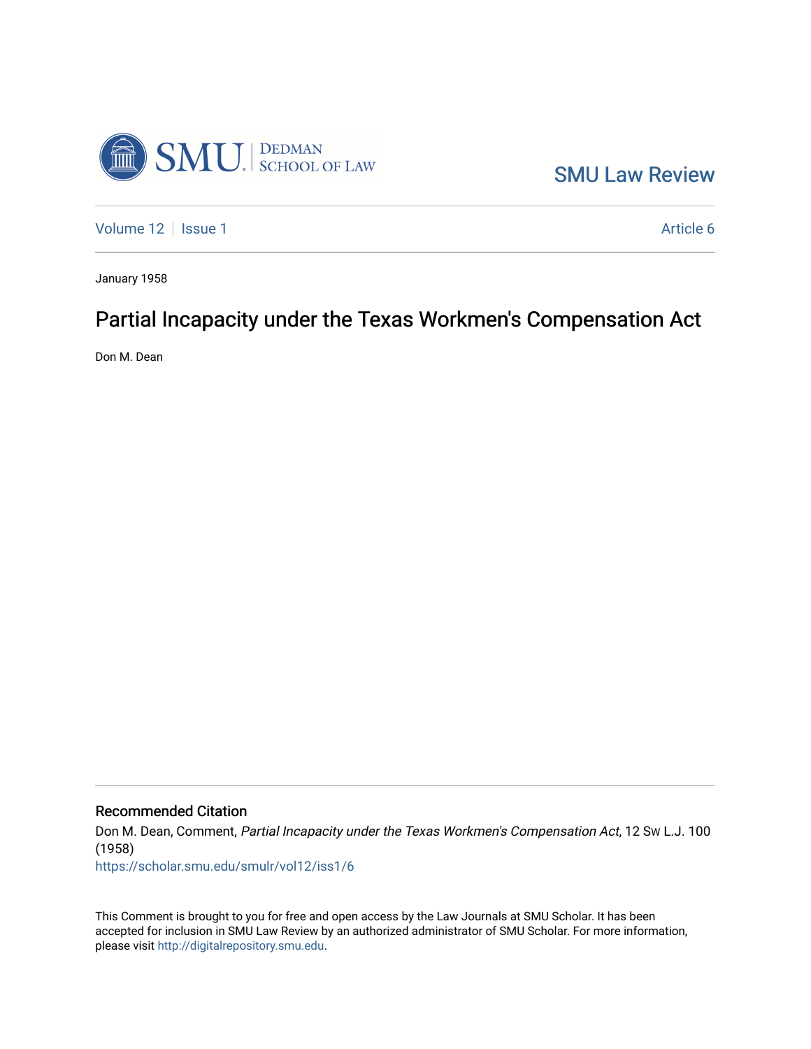SMU Law Review

Volume 12 | Issue 1 | Article 6

January 1958

# Partial Incapacity under the Texas Workmen's Compensation Act

Don M. Dean

## Recommended Citation

Don M. Dean, Comment, *Partial Incapacity under the Texas Workmen's Compensation Act*, 12 Sw L.J. 100 (1958)

https://scholar.smu.edu/smulr/vol12/iss1/6

This Comment is brought to you for free and open access by the Law Journals at SMU Scholar. It has been accepted for inclusion in SMU Law Review by an authorized administrator of SMU Scholar. For more information, please visit http://digitalrepository.smu.edu.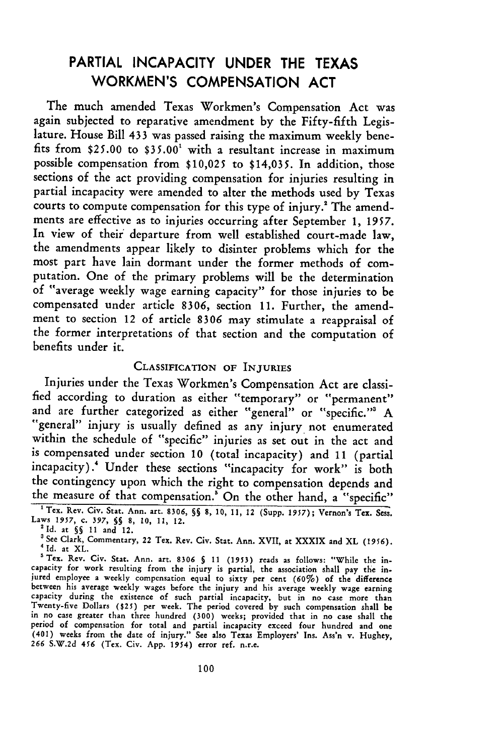## PARTIAL INCAPACITY UNDER THE TEXAS WORKMEN'S COMPENSATION ACT

The much amended Texas Workmen's Compensation Act was again subjected to reparative amendment by the Fifty-fifth Legislature. House Bill 433 was passed raising the maximum weekly benefits from $25.00 to $35.00[1] with a resultant increase in maximum possible compensation from $10,025 to $14,035. In addition, those sections of the act providing compensation for injuries resulting in partial incapacity were amended to alter the methods used by Texas courts to compute compensation for this type of injury.[2] The amendments are effective as to injuries occurring after September 1, 1957. In view of their departure from well established court-made law, the amendments appear likely to disinter problems which for the most part have lain dormant under the former methods of computation. One of the primary problems will be the determination of "average weekly wage earning capacity" for those injuries to be compensated under article 8306, section 11. Further, the amendment to section 12 of article 8306 may stimulate a reappraisal of the former interpretations of that section and the computation of benefits under it.

### CLASSIFICATION OF INJURIES

Injuries under the Texas Workmen's Compensation Act are classified according to duration as either "temporary" or "permanent" and are further categorized as either "general" or "specific."[3] A "general" injury is usually defined as any injury not enumerated within the schedule of "specific" injuries as set out in the act and is compensated under section 10 (total incapacity) and 11 (partial incapacity).[4] Under these sections "incapacity for work" is both the contingency upon which the right to compensation depends and the measure of that compensation.[5] On the other hand, a "specific"

---

[1] Tex. Rev. Civ. Stat. Ann. art. 8306, §§ 8, 10, 11, 12 (Supp. 1957); Vernon's Tex. Sess. Laws 1957, c. 397, §§ 8, 10, 11, 12.

[2] Id. at §§ 11 and 12.

[3] See Clark, Commentary, 22 Tex. Rev. Civ. Stat. Ann. XVII, at XXXIX and XL (1956).

[4] Id. at XL.

[5] Tex. Rev. Civ. Stat. Ann. art. 8306 § 11 (1953) reads as follows: "While the incapacity for work resulting from the injury is partial, the association shall pay the injured employee a weekly compensation equal to sixty per cent (60%) of the difference between his average weekly wages before the injury and his average weekly wage earning capacity during the existence of such partial incapacity, but in no case more than Twenty-five Dollars ($25) per week. The period covered by such compensation shall be in no case greater than three hundred (300) weeks; provided that in no case shall the period of compensation for total and partial incapacity exceed four hundred and one (401) weeks from the date of injury." See also Texas Employers' Ins. Ass'n v. Hughey, 266 S.W.2d 456 (Tex. Civ. App. 1954) error ref. n.r.e.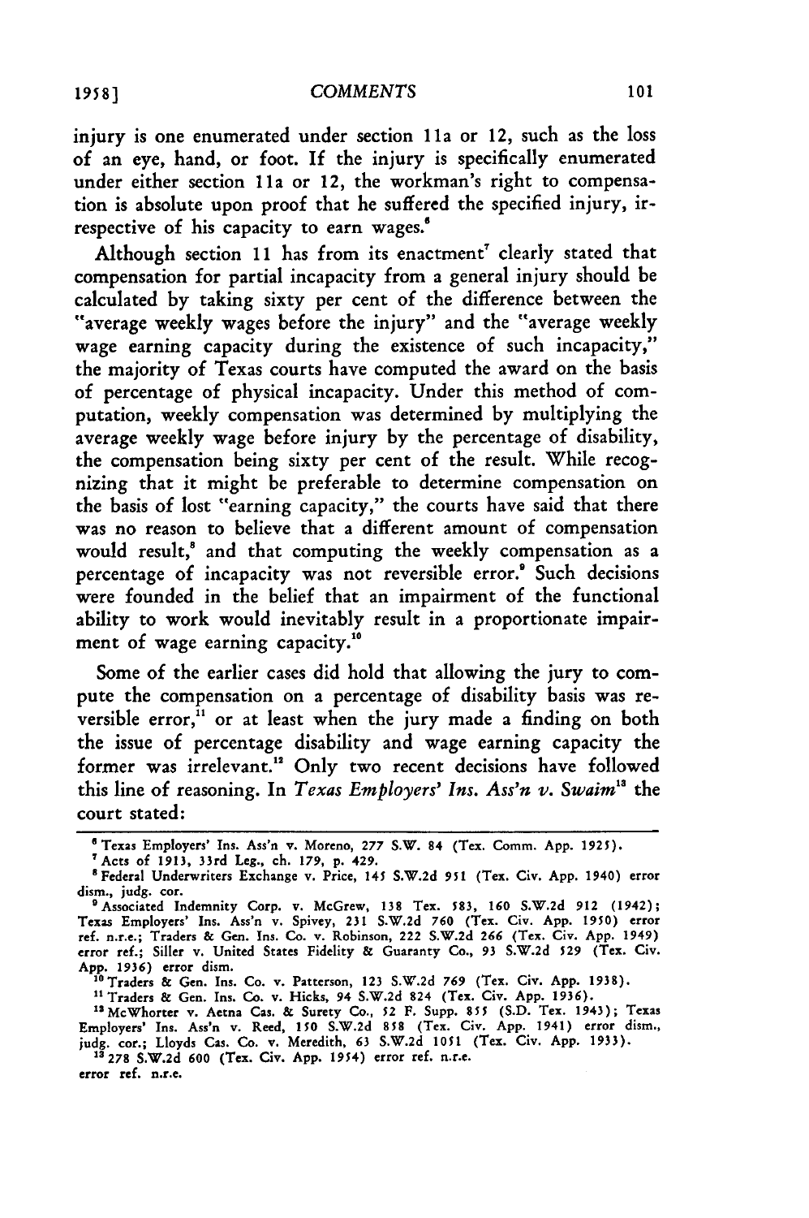injury is one enumerated under section 11a or 12, such as the loss of an eye, hand, or foot. If the injury is specifically enumerated under either section 11a or 12, the workman's right to compensation is absolute upon proof that he suffered the specified injury, irrespective of his capacity to earn wages.[6]

Although section 11 has from its enactment[7] clearly stated that compensation for partial incapacity from a general injury should be calculated by taking sixty per cent of the difference between the "average weekly wages before the injury" and the "average weekly wage earning capacity during the existence of such incapacity," the majority of Texas courts have computed the award on the basis of percentage of physical incapacity. Under this method of computation, weekly compensation was determined by multiplying the average weekly wage before injury by the percentage of disability, the compensation being sixty per cent of the result. While recognizing that it might be preferable to determine compensation on the basis of lost "earning capacity," the courts have said that there was no reason to believe that a different amount of compensation would result,[8] and that computing the weekly compensation as a percentage of incapacity was not reversible error.[9] Such decisions were founded in the belief that an impairment of the functional ability to work would inevitably result in a proportionate impairment of wage earning capacity.[10]

Some of the earlier cases did hold that allowing the jury to compute the compensation on a percentage of disability basis was reversible error,[11] or at least when the jury made a finding on both the issue of percentage disability and wage earning capacity the former was irrelevant.[12] Only two recent decisions have followed this line of reasoning. In *Texas Employers' Ins. Ass'n v. Swaim*[13] the court stated:

---

[6] Texas Employers' Ins. Ass'n v. Moreno, 277 S.W. 84 (Tex. Comm. App. 1925).

[7] Acts of 1913, 33rd Leg., ch. 179, p. 429.

[8] Federal Underwriters Exchange v. Price, 145 S.W.2d 951 (Tex. Civ. App. 1940) error dism., judg. cor.

[9] Associated Indemnity Corp. v. McGrew, 138 Tex. 583, 160 S.W.2d 912 (1942); Texas Employers' Ins. Ass'n v. Spivey, 231 S.W.2d 760 (Tex. Civ. App. 1950) error ref. n.r.e.; Traders & Gen. Ins. Co. v. Robinson, 222 S.W.2d 266 (Tex. Civ. App. 1949) error ref.; Siller v. United States Fidelity & Guaranty Co., 93 S.W.2d 529 (Tex. Civ. App. 1936) error dism.

[10] Traders & Gen. Ins. Co. v. Patterson, 123 S.W.2d 769 (Tex. Civ. App. 1938).

[11] Traders & Gen. Ins. Co. v. Hicks, 94 S.W.2d 824 (Tex. Civ. App. 1936).

[12] McWhorter v. Aetna Cas. & Surety Co., 52 F. Supp. 855 (S.D. Tex. 1943); Texas Employers' Ins. Ass'n v. Reed, 150 S.W.2d 858 (Tex. Civ. App. 1941) error dism., judg. cor.; Lloyds Cas. Co. v. Meredith, 63 S.W.2d 1051 (Tex. Civ. App. 1933).

[13] 278 S.W.2d 600 (Tex. Civ. App. 1954) error ref. n.r.e.
error ref. n.r.e.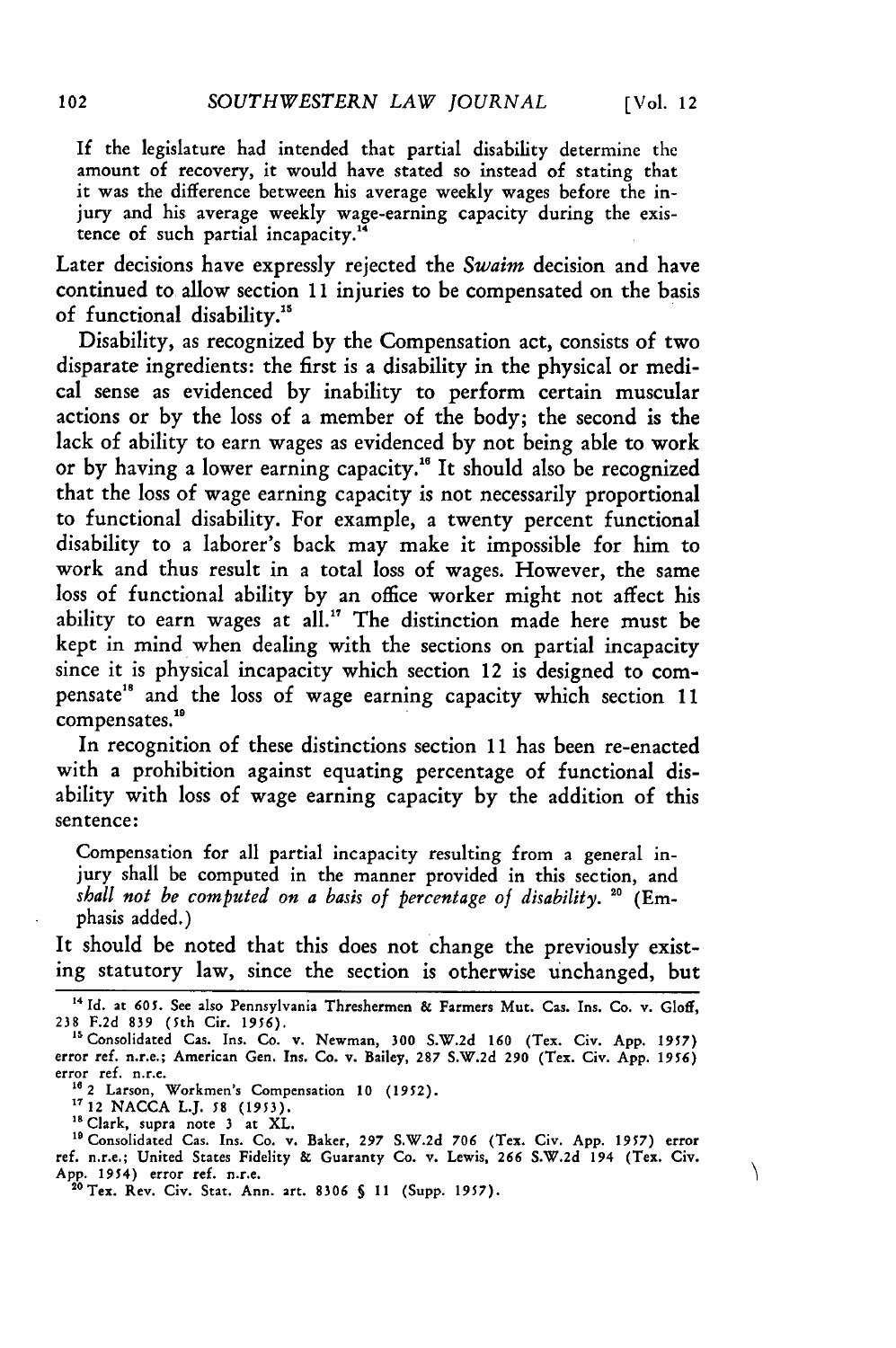> If the legislature had intended that partial disability determine the amount of recovery, it would have stated so instead of stating that it was the difference between his average weekly wages before the injury and his average weekly wage-earning capacity during the existence of such partial incapacity.[14]

Later decisions have expressly rejected the *Swaim* decision and have continued to allow section 11 injuries to be compensated on the basis of functional disability.[15]

Disability, as recognized by the Compensation act, consists of two disparate ingredients: the first is a disability in the physical or medical sense as evidenced by inability to perform certain muscular actions or by the loss of a member of the body; the second is the lack of ability to earn wages as evidenced by not being able to work or by having a lower earning capacity.[16] It should also be recognized that the loss of wage earning capacity is not necessarily proportional to functional disability. For example, a twenty percent functional disability to a laborer's back may make it impossible for him to work and thus result in a total loss of wages. However, the same loss of functional ability by an office worker might not affect his ability to earn wages at all.[17] The distinction made here must be kept in mind when dealing with the sections on partial incapacity since it is physical incapacity which section 12 is designed to compensate[18] and the loss of wage earning capacity which section 11 compensates.[19]

In recognition of these distinctions section 11 has been re-enacted with a prohibition against equating percentage of functional disability with loss of wage earning capacity by the addition of this sentence:

> Compensation for all partial incapacity resulting from a general injury shall be computed in the manner provided in this section, and *shall not be computed on a basis of percentage of disability.* [20] (Emphasis added.)

It should be noted that this does not change the previously existing statutory law, since the section is otherwise unchanged, but

---

[14] Id. at 605. See also Pennsylvania Threshermen & Farmers Mut. Cas. Ins. Co. v. Gloff, 238 F.2d 839 (5th Cir. 1956).

[15] Consolidated Cas. Ins. Co. v. Newman, 300 S.W.2d 160 (Tex. Civ. App. 1957) error ref. n.r.e.; American Gen. Ins. Co. v. Bailey, 287 S.W.2d 290 (Tex. Civ. App. 1956) error ref. n.r.e.

[16] 2 Larson, Workmen's Compensation 10 (1952).

[17] 12 NACCA L.J. 58 (1953).

[18] Clark, supra note 3 at XL.

[19] Consolidated Cas. Ins. Co. v. Baker, 297 S.W.2d 706 (Tex. Civ. App. 1957) error ref. n.r.e.; United States Fidelity & Guaranty Co. v. Lewis, 266 S.W.2d 194 (Tex. Civ. App. 1954) error ref. n.r.e.

[20] Tex. Rev. Civ. Stat. Ann. art. 8306 § 11 (Supp. 1957).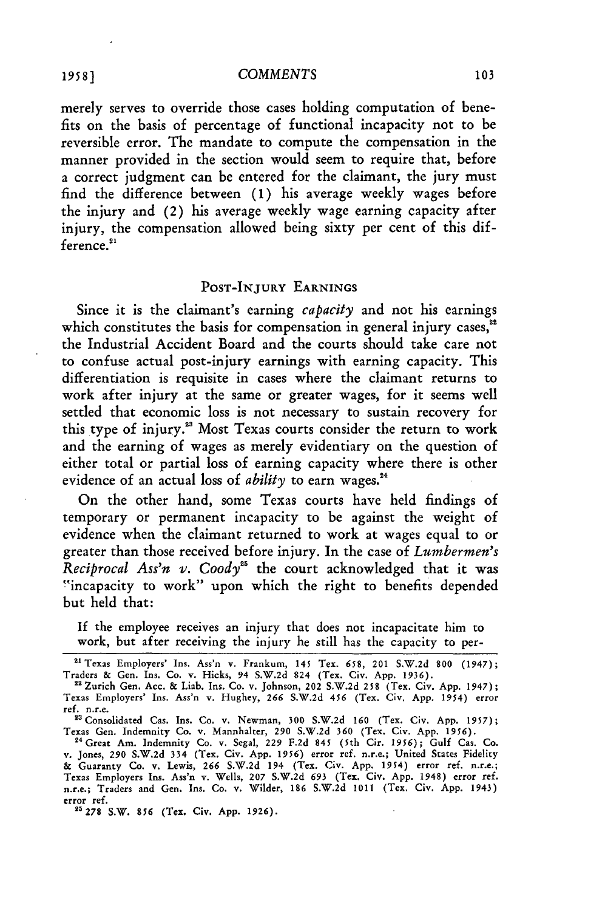merely serves to override those cases holding computation of benefits on the basis of percentage of functional incapacity not to be reversible error. The mandate to compute the compensation in the manner provided in the section would seem to require that, before a correct judgment can be entered for the claimant, the jury must find the difference between (1) his average weekly wages before the injury and (2) his average weekly wage earning capacity after injury, the compensation allowed being sixty per cent of this difference.[21]

## POST-INJURY EARNINGS

Since it is the claimant's earning *capacity* and not his earnings which constitutes the basis for compensation in general injury cases,[22] the Industrial Accident Board and the courts should take care not to confuse actual post-injury earnings with earning capacity. This differentiation is requisite in cases where the claimant returns to work after injury at the same or greater wages, for it seems well settled that economic loss is not necessary to sustain recovery for this type of injury.[23] Most Texas courts consider the return to work and the earning of wages as merely evidentiary on the question of either total or partial loss of earning capacity where there is other evidence of an actual loss of *ability* to earn wages.[24]

On the other hand, some Texas courts have held findings of temporary or permanent incapacity to be against the weight of evidence when the claimant returned to work at wages equal to or greater than those received before injury. In the case of *Lumbermen's Reciprocal Ass'n v. Coody*[25] the court acknowledged that it was "incapacity to work" upon which the right to benefits depended but held that:

> If the employee receives an injury that does not incapacitate him to work, but after receiving the injury he still has the capacity to per-

---

[21] Texas Employers' Ins. Ass'n v. Frankum, 145 Tex. 658, 201 S.W.2d 800 (1947); Traders & Gen. Ins. Co. v. Hicks, 94 S.W.2d 824 (Tex. Civ. App. 1936).

[22] Zurich Gen. Acc. & Liab. Ins. Co. v. Johnson, 202 S.W.2d 258 (Tex. Civ. App. 1947); Texas Employers' Ins. Ass'n v. Hughey, 266 S.W.2d 456 (Tex. Civ. App. 1954) error ref. n.r.e.

[23] Consolidated Cas. Ins. Co. v. Newman, 300 S.W.2d 160 (Tex. Civ. App. 1957); Texas Gen. Indemnity Co. v. Mannhalter, 290 S.W.2d 360 (Tex. Civ. App. 1956).

[24] Great Am. Indemnity Co. v. Segal, 229 F.2d 845 (5th Cir. 1956); Gulf Cas. Co. v. Jones, 290 S.W.2d 334 (Tex. Civ. App. 1956) error ref. n.r.e.; United States Fidelity & Guaranty Co. v. Lewis, 266 S.W.2d 194 (Tex. Civ. App. 1954) error ref. n.r.e.; Texas Employers Ins. Ass'n v. Wells, 207 S.W.2d 693 (Tex. Civ. App. 1948) error ref. n.r.e.; Traders and Gen. Ins. Co. v. Wilder, 186 S.W.2d 1011 (Tex. Civ. App. 1943) error ref.

[25] 278 S.W. 856 (Tex. Civ. App. 1926).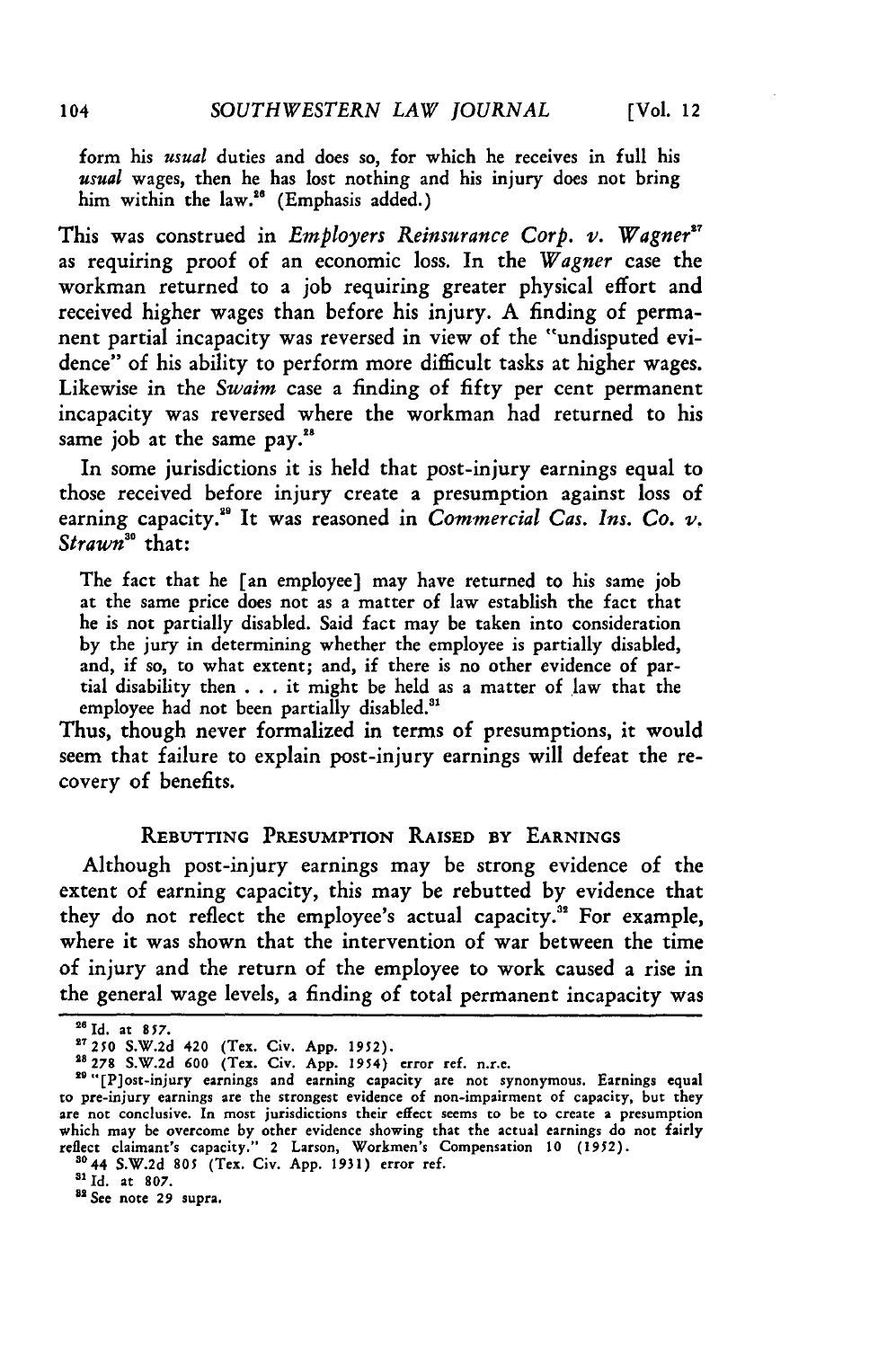form his *usual* duties and does so, for which he receives in full his *usual* wages, then he has lost nothing and his injury does not bring him within the law.[26] (Emphasis added.)

This was construed in *Employers Reinsurance Corp. v. Wagner*[27] as requiring proof of an economic loss. In the *Wagner* case the workman returned to a job requiring greater physical effort and received higher wages than before his injury. A finding of permanent partial incapacity was reversed in view of the "undisputed evidence" of his ability to perform more difficult tasks at higher wages. Likewise in the *Swaim* case a finding of fifty per cent permanent incapacity was reversed where the workman had returned to his same job at the same pay.[28]

In some jurisdictions it is held that post-injury earnings equal to those received before injury create a presumption against loss of earning capacity.[29] It was reasoned in *Commercial Cas. Ins. Co. v. Strawn*[30] that:

> The fact that he [an employee] may have returned to his same job at the same price does not as a matter of law establish the fact that he is not partially disabled. Said fact may be taken into consideration by the jury in determining whether the employee is partially disabled, and, if so, to what extent; and, if there is no other evidence of partial disability then . . . it might be held as a matter of law that the employee had not been partially disabled.[31]

Thus, though never formalized in terms of presumptions, it would seem that failure to explain post-injury earnings will defeat the recovery of benefits.

## REBUTTING PRESUMPTION RAISED BY EARNINGS

Although post-injury earnings may be strong evidence of the extent of earning capacity, this may be rebutted by evidence that they do not reflect the employee's actual capacity.[32] For example, where it was shown that the intervention of war between the time of injury and the return of the employee to work caused a rise in the general wage levels, a finding of total permanent incapacity was

---

[26] Id. at 857.

[27] 250 S.W.2d 420 (Tex. Civ. App. 1952).

[28] 278 S.W.2d 600 (Tex. Civ. App. 1954) error ref. n.r.e.

[29] "[P]ost-injury earnings and earning capacity are not synonymous. Earnings equal to pre-injury earnings are the strongest evidence of non-impairment of capacity, but they are not conclusive. In most jurisdictions their effect seems to be to create a presumption which may be overcome by other evidence showing that the actual earnings do not fairly reflect claimant's capacity." 2 Larson, Workmen's Compensation 10 (1952).

[30] 44 S.W.2d 805 (Tex. Civ. App. 1931) error ref.

[31] Id. at 807.

[32] See note 29 supra.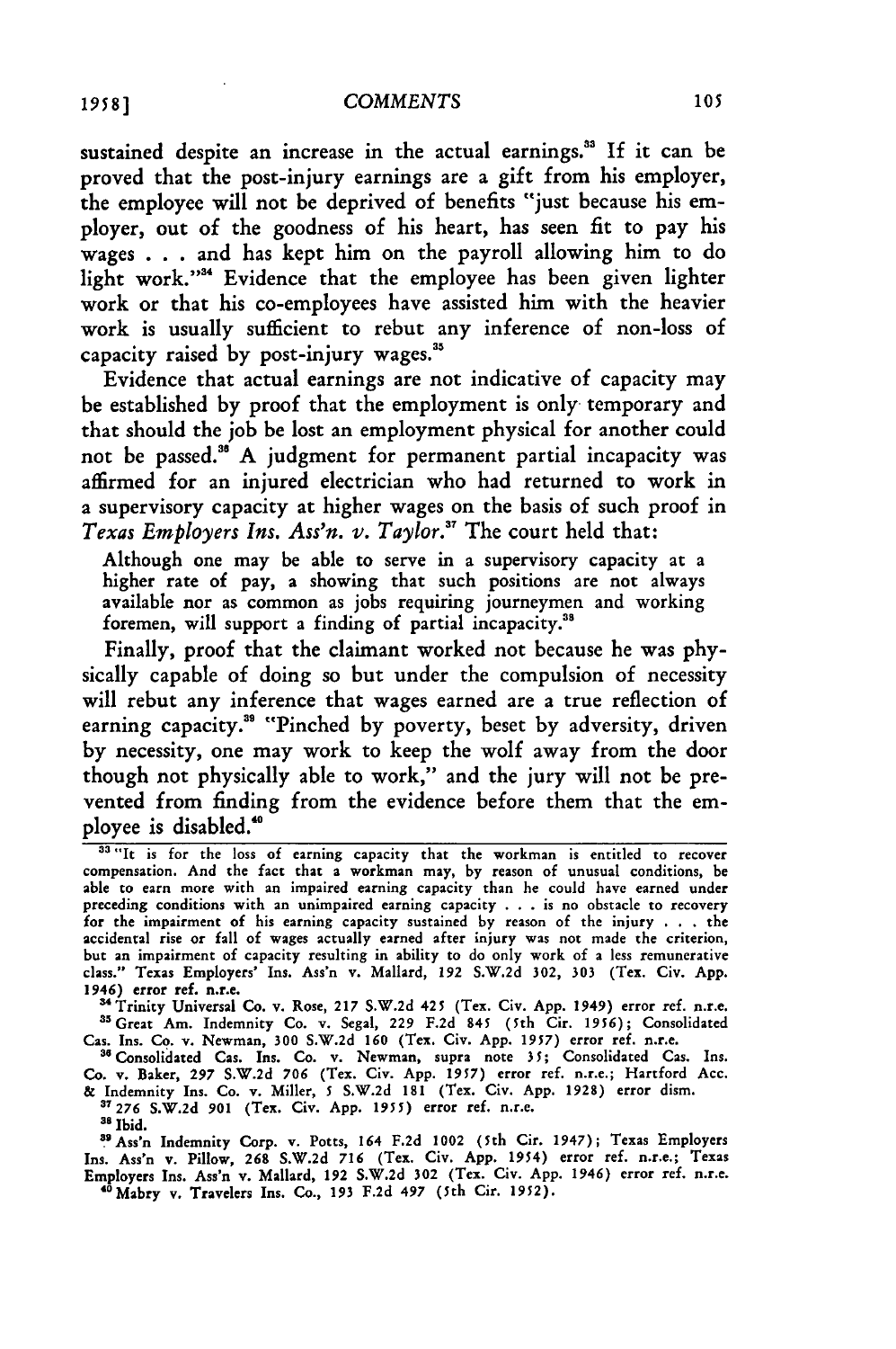sustained despite an increase in the actual earnings.[33] If it can be proved that the post-injury earnings are a gift from his employer, the employee will not be deprived of benefits "just because his employer, out of the goodness of his heart, has seen fit to pay his wages . . . and has kept him on the payroll allowing him to do light work."[34] Evidence that the employee has been given lighter work or that his co-employees have assisted him with the heavier work is usually sufficient to rebut any inference of non-loss of capacity raised by post-injury wages.[35]

Evidence that actual earnings are not indicative of capacity may be established by proof that the employment is only temporary and that should the job be lost an employment physical for another could not be passed.[36] A judgment for permanent partial incapacity was affirmed for an injured electrician who had returned to work in a supervisory capacity at higher wages on the basis of such proof in *Texas Employers Ins. Ass'n. v. Taylor.*[37] The court held that:

> Although one may be able to serve in a supervisory capacity at a higher rate of pay, a showing that such positions are not always available nor as common as jobs requiring journeymen and working foremen, will support a finding of partial incapacity.[38]

Finally, proof that the claimant worked not because he was physically capable of doing so but under the compulsion of necessity will rebut any inference that wages earned are a true reflection of earning capacity.[39] "Pinched by poverty, beset by adversity, driven by necessity, one may work to keep the wolf away from the door though not physically able to work," and the jury will not be prevented from finding from the evidence before them that the employee is disabled.[40]

---

[33] "It is for the loss of earning capacity that the workman is entitled to recover compensation. And the fact that a workman may, by reason of unusual conditions, be able to earn more with an impaired earning capacity than he could have earned under preceding conditions with an unimpaired earning capacity . . . is no obstacle to recovery for the impairment of his earning capacity sustained by reason of the injury . . . the accidental rise or fall of wages actually earned after injury was not made the criterion, but an impairment of capacity resulting in ability to do only work of a less remunerative class." Texas Employers' Ins. Ass'n v. Mallard, 192 S.W.2d 302, 303 (Tex. Civ. App. 1946) error ref. n.r.e.

[34] Trinity Universal Co. v. Rose, 217 S.W.2d 425 (Tex. Civ. App. 1949) error ref. n.r.e.

[35] Great Am. Indemnity Co. v. Segal, 229 F.2d 845 (5th Cir. 1956); Consolidated Cas. Ins. Co. v. Newman, 300 S.W.2d 160 (Tex. Civ. App. 1957) error ref. n.r.e.

[36] Consolidated Cas. Ins. Co. v. Newman, supra note 35; Consolidated Cas. Ins. Co. v. Baker, 297 S.W.2d 706 (Tex. Civ. App. 1957) error ref. n.r.e.; Hartford Acc. & Indemnity Ins. Co. v. Miller, 5 S.W.2d 181 (Tex. Civ. App. 1928) error dism.

[37] 276 S.W.2d 901 (Tex. Civ. App. 1955) error ref. n.r.e.

[38] Ibid.

[39] Ass'n Indemnity Corp. v. Potts, 164 F.2d 1002 (5th Cir. 1947); Texas Employers Ins. Ass'n v. Pillow, 268 S.W.2d 716 (Tex. Civ. App. 1954) error ref. n.r.e.; Texas Employers Ins. Ass'n v. Mallard, 192 S.W.2d 302 (Tex. Civ. App. 1946) error ref. n.r.e.

[40] Mabry v. Travelers Ins. Co., 193 F.2d 497 (5th Cir. 1952).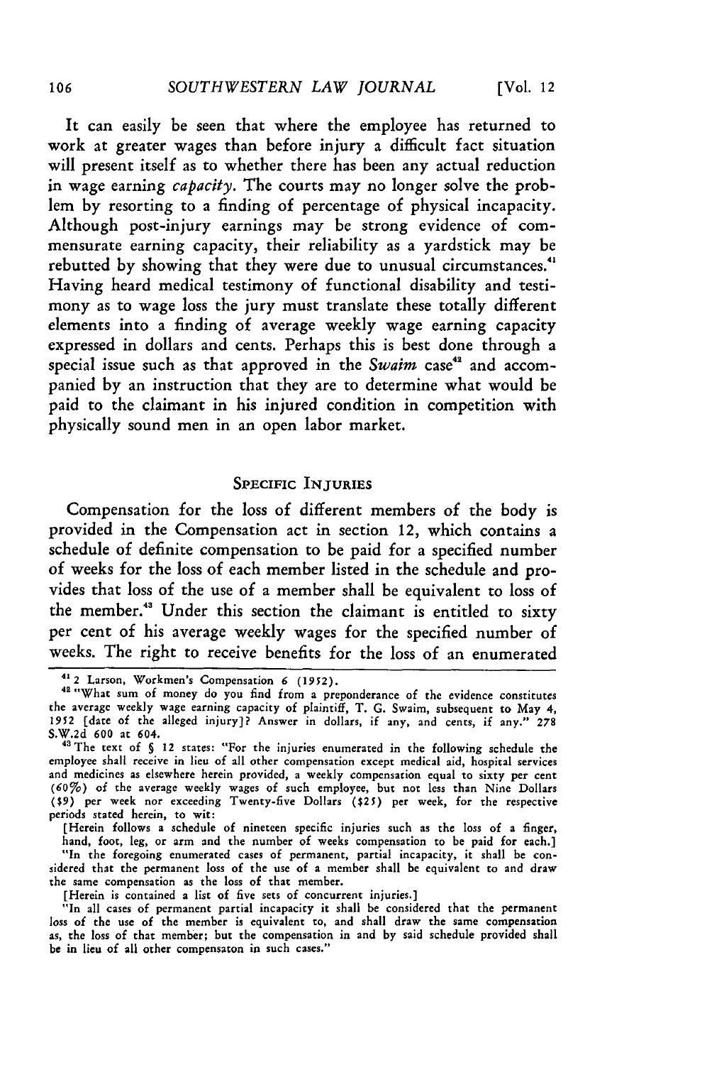It can easily be seen that where the employee has returned to work at greater wages than before injury a difficult fact situation will present itself as to whether there has been any actual reduction in wage earning *capacity.* The courts may no longer solve the problem by resorting to a finding of percentage of physical incapacity. Although post-injury earnings may be strong evidence of commensurate earning capacity, their reliability as a yardstick may be rebutted by showing that they were due to unusual circumstances.[41] Having heard medical testimony of functional disability and testimony as to wage loss the jury must translate these totally different elements into a finding of average weekly wage earning capacity expressed in dollars and cents. Perhaps this is best done through a special issue such as that approved in the *Swaim* case[42] and accompanied by an instruction that they are to determine what would be paid to the claimant in his injured condition in competition with physically sound men in an open labor market.

## SPECIFIC INJURIES

Compensation for the loss of different members of the body is provided in the Compensation act in section 12, which contains a schedule of definite compensation to be paid for a specified number of weeks for the loss of each member listed in the schedule and provides that loss of the use of a member shall be equivalent to loss of the member.[43] Under this section the claimant is entitled to sixty per cent of his average weekly wages for the specified number of weeks. The right to receive benefits for the loss of an enumerated

---

[41] 2 Larson, Workmen's Compensation 6 (1952).

[42] "What sum of money do you find from a preponderance of the evidence constitutes the average weekly wage earning capacity of plaintiff, T. G. Swaim, subsequent to May 4, 1952 [date of the alleged injury]? Answer in dollars, if any, and cents, if any." 278 S.W.2d 600 at 604.

[43] The text of § 12 states: "For the injuries enumerated in the following schedule the employee shall receive in lieu of all other compensation except medical aid, hospital services and medicines as elsewhere herein provided, a weekly compensation equal to sixty per cent (60%) of the average weekly wages of such employee, but not less than Nine Dollars ($9) per week nor exceeding Twenty-five Dollars ($25) per week, for the respective periods stated herein, to wit:

[Herein follows a schedule of nineteen specific injuries such as the loss of a finger, hand, foot, leg, or arm and the number of weeks compensation to be paid for each.]

"In the foregoing enumerated cases of permanent, partial incapacity, it shall be considered that the permanent loss of the use of a member shall be equivalent to and draw the same compensation as the loss of that member.

[Herein is contained a list of five sets of concurrent injuries.]

"In all cases of permanent partial incapacity it shall be considered that the permanent loss of the use of the member is equivalent to, and shall draw the same compensation as, the loss of that member; but the compensation in and by said schedule provided shall be in lieu of all other compensaton in such cases."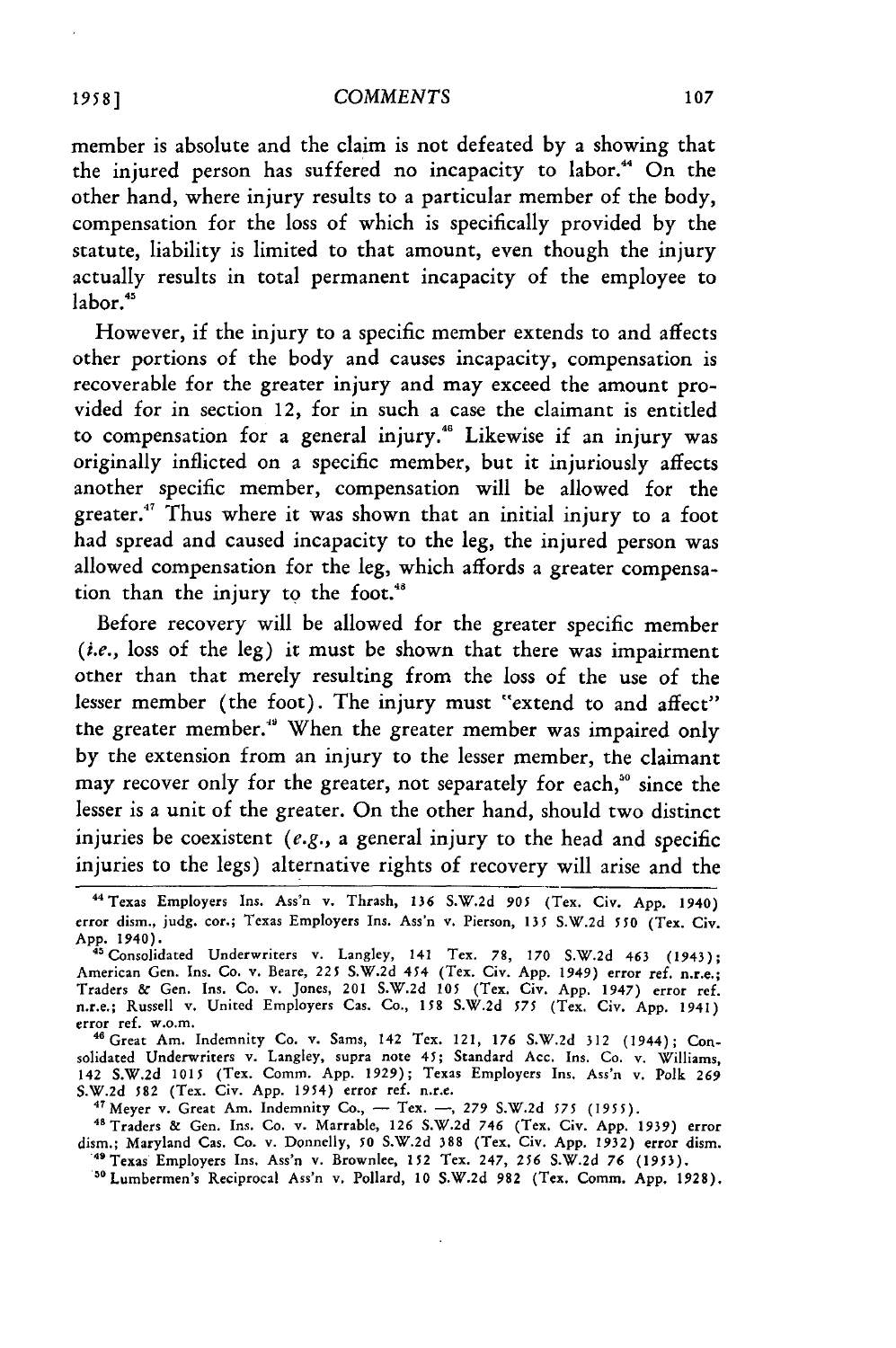member is absolute and the claim is not defeated by a showing that the injured person has suffered no incapacity to labor.[44] On the other hand, where injury results to a particular member of the body, compensation for the loss of which is specifically provided by the statute, liability is limited to that amount, even though the injury actually results in total permanent incapacity of the employee to labor.[45]

However, if the injury to a specific member extends to and affects other portions of the body and causes incapacity, compensation is recoverable for the greater injury and may exceed the amount provided for in section 12, for in such a case the claimant is entitled to compensation for a general injury.[46] Likewise if an injury was originally inflicted on a specific member, but it injuriously affects another specific member, compensation will be allowed for the greater.[47] Thus where it was shown that an initial injury to a foot had spread and caused incapacity to the leg, the injured person was allowed compensation for the leg, which affords a greater compensation than the injury to the foot.[48]

Before recovery will be allowed for the greater specific member (*i.e.*, loss of the leg) it must be shown that there was impairment other than that merely resulting from the loss of the use of the lesser member (the foot). The injury must "extend to and affect" the greater member.[49] When the greater member was impaired only by the extension from an injury to the lesser member, the claimant may recover only for the greater, not separately for each,[50] since the lesser is a unit of the greater. On the other hand, should two distinct injuries be coexistent (*e.g.*, a general injury to the head and specific injuries to the legs) alternative rights of recovery will arise and the

---

[44] Texas Employers Ins. Ass'n v. Thrash, 136 S.W.2d 905 (Tex. Civ. App. 1940) error dism., judg. cor.; Texas Employers Ins. Ass'n v. Pierson, 135 S.W.2d 550 (Tex. Civ. App. 1940).

[45] Consolidated Underwriters v. Langley, 141 Tex. 78, 170 S.W.2d 463 (1943); American Gen. Ins. Co. v. Beare, 225 S.W.2d 454 (Tex. Civ. App. 1949) error ref. n.r.e.; Traders & Gen. Ins. Co. v. Jones, 201 S.W.2d 105 (Tex. Civ. App. 1947) error ref. n.r.e.; Russell v. United Employers Cas. Co., 158 S.W.2d 575 (Tex. Civ. App. 1941) error ref. w.o.m.

[46] Great Am. Indemnity Co. v. Sams, 142 Tex. 121, 176 S.W.2d 312 (1944); Consolidated Underwriters v. Langley, supra note 45; Standard Acc. Ins. Co. v. Williams, 142 S.W.2d 1015 (Tex. Comm. App. 1929); Texas Employers Ins. Ass'n v. Polk 269 S.W.2d 582 (Tex. Civ. App. 1954) error ref. n.r.e.

[47] Meyer v. Great Am. Indemnity Co., — Tex. —, 279 S.W.2d 575 (1955).

[48] Traders & Gen. Ins. Co. v. Marrable, 126 S.W.2d 746 (Tex. Civ. App. 1939) error dism.; Maryland Cas. Co. v. Donnelly, 50 S.W.2d 388 (Tex. Civ. App. 1932) error dism.

[49] Texas Employers Ins. Ass'n v. Brownlee, 152 Tex. 247, 256 S.W.2d 76 (1953).

[50] Lumbermen's Reciprocal Ass'n v. Pollard, 10 S.W.2d 982 (Tex. Comm. App. 1928).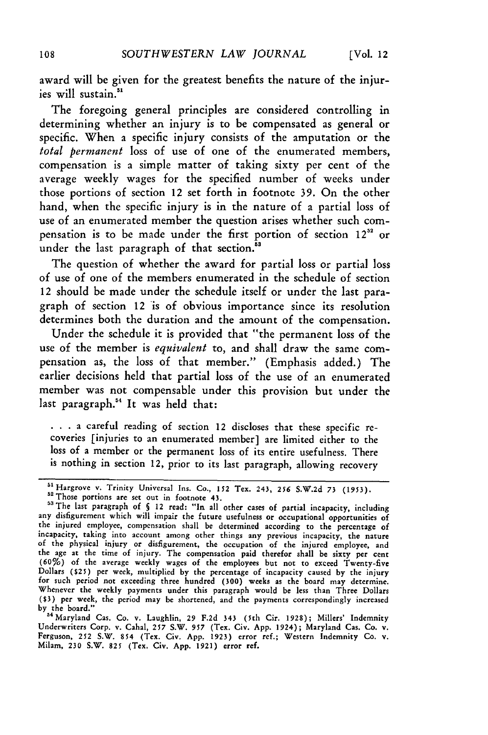award will be given for the greatest benefits the nature of the injuries will sustain.[51]

The foregoing general principles are considered controlling in determining whether an injury is to be compensated as general or specific. When a specific injury consists of the amputation or the *total permanent* loss of use of one of the enumerated members, compensation is a simple matter of taking sixty per cent of the average weekly wages for the specified number of weeks under those portions of section 12 set forth in footnote 39. On the other hand, when the specific injury is in the nature of a partial loss of use of an enumerated member the question arises whether such compensation is to be made under the first portion of section 12[52] or under the last paragraph of that section.[53]

The question of whether the award for partial loss or partial loss of use of one of the members enumerated in the schedule of section 12 should be made under the schedule itself or under the last paragraph of section 12 is of obvious importance since its resolution determines both the duration and the amount of the compensation.

Under the schedule it is provided that "the permanent loss of the use of the member is *equivalent* to, and shall draw the same compensation as, the loss of that member." (Emphasis added.) The earlier decisions held that partial loss of the use of an enumerated member was not compensable under this provision but under the last paragraph.[54] It was held that:

> . . . a careful reading of section 12 discloses that these specific recoveries [injuries to an enumerated member] are limited either to the loss of a member or the permanent loss of its entire usefulness. There is nothing in section 12, prior to its last paragraph, allowing recovery

---

[51] Hargrove v. Trinity Universal Ins. Co., 152 Tex. 243, 256 S.W.2d 73 (1953).

[52] Those portions are set out in footnote 43.

[53] The last paragraph of § 12 read: "In all other cases of partial incapacity, including any disfigurement which will impair the future usefulness or occupational opportunities of the injured employee, compensation shall be determined according to the percentage of incapacity, taking into account among other things any previous incapacity, the nature of the physical injury or disfigurement, the occupation of the injured employee, and the age at the time of injury. The compensation paid therefor shall be sixty per cent (60%) of the average weekly wages of the employees but not to exceed Twenty-five Dollars ($25) per week, multiplied by the percentage of incapacity caused by the injury for such period not exceeding three hundred (300) weeks as the board may determine. Whenever the weekly payments under this paragraph would be less than Three Dollars ($3) per week, the period may be shortened, and the payments correspondingly increased by the board."

[54] Maryland Cas. Co. v. Laughlin, 29 F.2d 343 (5th Cir. 1928); Millers' Indemnity Underwriters Corp. v. Cahal, 257 S.W. 957 (Tex. Civ. App. 1924); Maryland Cas. Co. v. Ferguson, 252 S.W. 854 (Tex. Civ. App. 1923) error ref.; Western Indemnity Co. v. Milam, 230 S.W. 825 (Tex. Civ. App. 1921) error ref.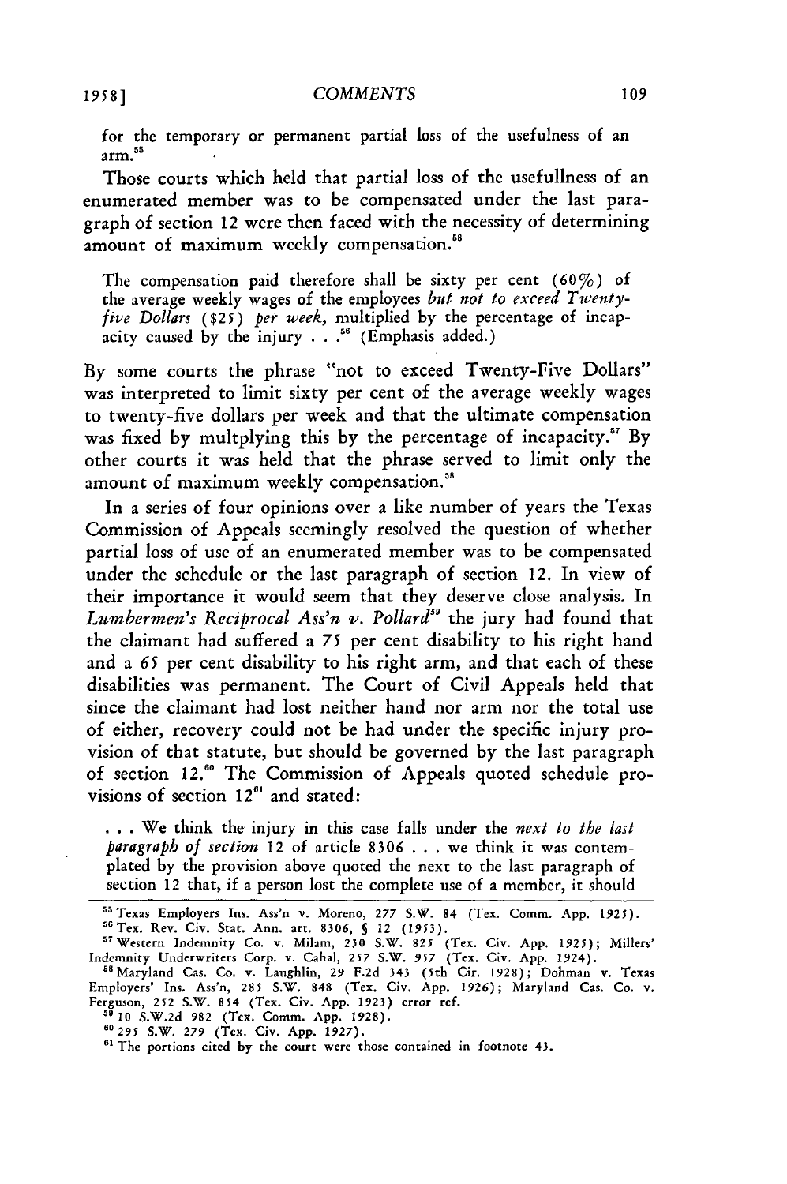for the temporary or permanent partial loss of the usefulness of an arm.[55]

Those courts which held that partial loss of the usefullness of an enumerated member was to be compensated under the last paragraph of section 12 were then faced with the necessity of determining amount of maximum weekly compensation.[58]

> The compensation paid therefore shall be sixty per cent (60%) of the average weekly wages of the employees *but not to exceed Twenty-five Dollars ($25) per week,* multiplied by the percentage of incapacity caused by the injury . . .[56] (Emphasis added.)

By some courts the phrase "not to exceed Twenty-Five Dollars" was interpreted to limit sixty per cent of the average weekly wages to twenty-five dollars per week and that the ultimate compensation was fixed by multplying this by the percentage of incapacity.[57] By other courts it was held that the phrase served to limit only the amount of maximum weekly compensation.[58]

In a series of four opinions over a like number of years the Texas Commission of Appeals seemingly resolved the question of whether partial loss of use of an enumerated member was to be compensated under the schedule or the last paragraph of section 12. In view of their importance it would seem that they deserve close analysis. In *Lumbermen's Reciprocal Ass'n v. Pollard*[59] the jury had found that the claimant had suffered a 75 per cent disability to his right hand and a 65 per cent disability to his right arm, and that each of these disabilities was permanent. The Court of Civil Appeals held that since the claimant had lost neither hand nor arm nor the total use of either, recovery could not be had under the specific injury provision of that statute, but should be governed by the last paragraph of section 12.[60] The Commission of Appeals quoted schedule provisions of section 12[61] and stated:

> . . . We think the injury in this case falls under the *next to the last paragraph of section* 12 of article 8306 . . . we think it was contemplated by the provision above quoted the next to the last paragraph of section 12 that, if a person lost the complete use of a member, it should

---

[55] Texas Employers Ins. Ass'n v. Moreno, 277 S.W. 84 (Tex. Comm. App. 1925).

[56] Tex. Rev. Civ. Stat. Ann. art. 8306, § 12 (1953).

[57] Western Indemnity Co. v. Milam, 230 S.W. 825 (Tex. Civ. App. 1925); Millers' Indemnity Underwriters Corp. v. Cahal, 257 S.W. 957 (Tex. Civ. App. 1924).

[58] Maryland Cas. Co. v. Laughlin, 29 F.2d 343 (5th Cir. 1928); Dohman v. Texas Employers' Ins. Ass'n, 285 S.W. 848 (Tex. Civ. App. 1926); Maryland Cas. Co. v. Ferguson, 252 S.W. 854 (Tex. Civ. App. 1923) error ref.

[59] 10 S.W.2d 982 (Tex. Comm. App. 1928).

[60] 295 S.W. 279 (Tex. Civ. App. 1927).

[61] The portions cited by the court were those contained in footnote 43.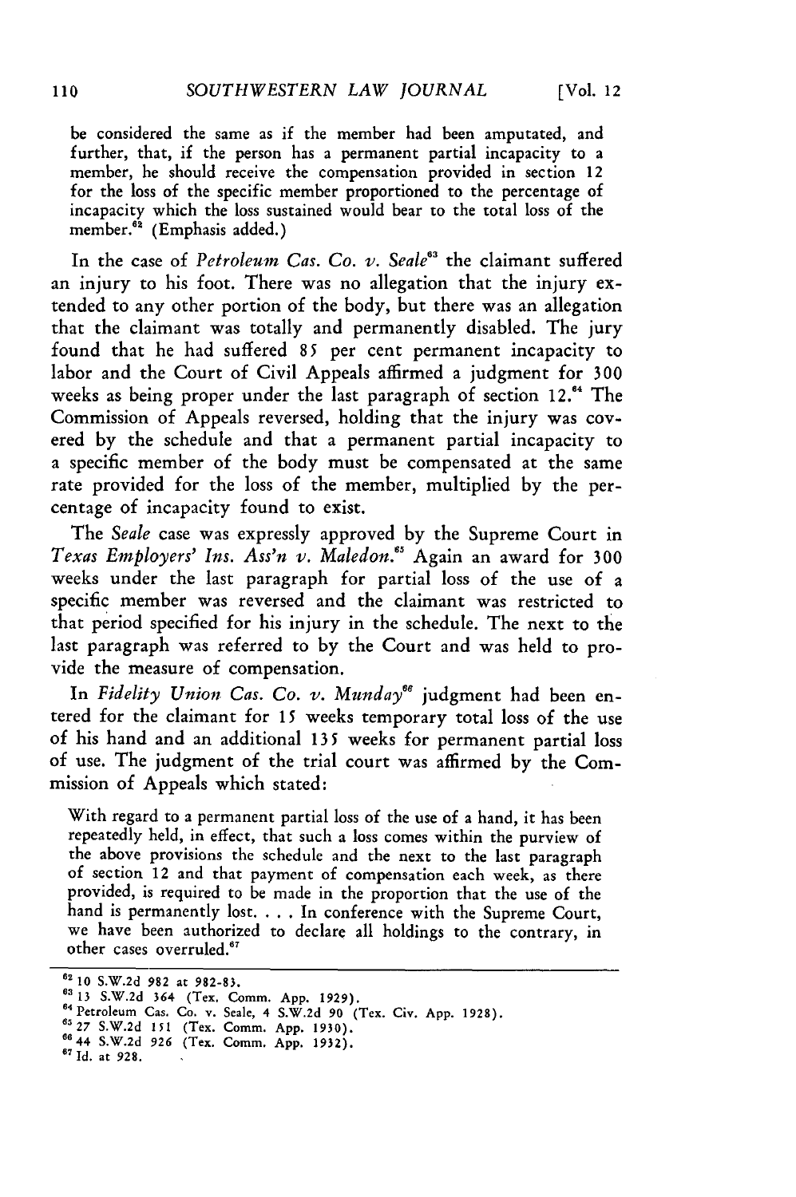be considered the same as if the member had been amputated, and further, that, if the person has a permanent partial incapacity to a member, he should receive the compensation provided in section 12 for the loss of the specific member proportioned to the percentage of incapacity which the loss sustained would bear to the total loss of the member.[62] (Emphasis added.)

In the case of *Petroleum Cas. Co. v. Seale*[63] the claimant suffered an injury to his foot. There was no allegation that the injury extended to any other portion of the body, but there was an allegation that the claimant was totally and permanently disabled. The jury found that he had suffered 85 per cent permanent incapacity to labor and the Court of Civil Appeals affirmed a judgment for 300 weeks as being proper under the last paragraph of section 12.[64] The Commission of Appeals reversed, holding that the injury was covered by the schedule and that a permanent partial incapacity to a specific member of the body must be compensated at the same rate provided for the loss of the member, multiplied by the percentage of incapacity found to exist.

The *Seale* case was expressly approved by the Supreme Court in *Texas Employers' Ins. Ass'n v. Maledon.*[65] Again an award for 300 weeks under the last paragraph for partial loss of the use of a specific member was reversed and the claimant was restricted to that period specified for his injury in the schedule. The next to the last paragraph was referred to by the Court and was held to provide the measure of compensation.

In *Fidelity Union Cas. Co. v. Munday*[66] judgment had been entered for the claimant for 15 weeks temporary total loss of the use of his hand and an additional 135 weeks for permanent partial loss of use. The judgment of the trial court was affirmed by the Commission of Appeals which stated:

> With regard to a permanent partial loss of the use of a hand, it has been repeatedly held, in effect, that such a loss comes within the purview of the above provisions the schedule and the next to the last paragraph of section 12 and that payment of compensation each week, as there provided, is required to be made in the proportion that the use of the hand is permanently lost. . . . In conference with the Supreme Court, we have been authorized to declare all holdings to the contrary, in other cases overruled.[67]

---

[62] 10 S.W.2d 982 at 982-83.

[63] 13 S.W.2d 364 (Tex. Comm. App. 1929).

[64] Petroleum Cas. Co. v. Seale, 4 S.W.2d 90 (Tex. Civ. App. 1928).

[65] 27 S.W.2d 151 (Tex. Comm. App. 1930).

[66] 44 S.W.2d 926 (Tex. Comm. App. 1932).

[67] Id. at 928.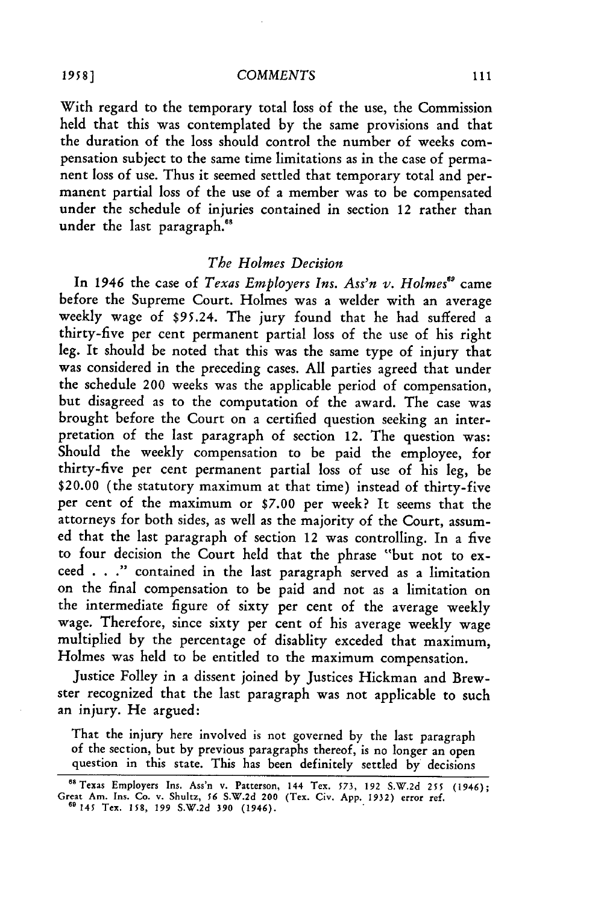With regard to the temporary total loss of the use, the Commission held that this was contemplated by the same provisions and that the duration of the loss should control the number of weeks compensation subject to the same time limitations as in the case of permanent loss of use. Thus it seemed settled that temporary total and permanent partial loss of the use of a member was to be compensated under the schedule of injuries contained in section 12 rather than under the last paragraph.[68]

### *The Holmes Decision*

In 1946 the case of *Texas Employers Ins. Ass'n v. Holmes*[69] came before the Supreme Court. Holmes was a welder with an average weekly wage of $95.24. The jury found that he had suffered a thirty-five per cent permanent partial loss of the use of his right leg. It should be noted that this was the same type of injury that was considered in the preceding cases. All parties agreed that under the schedule 200 weeks was the applicable period of compensation, but disagreed as to the computation of the award. The case was brought before the Court on a certified question seeking an interpretation of the last paragraph of section 12. The question was: Should the weekly compensation to be paid the employee, for thirty-five per cent permanent partial loss of use of his leg, be $20.00 (the statutory maximum at that time) instead of thirty-five per cent of the maximum or $7.00 per week? It seems that the attorneys for both sides, as well as the majority of the Court, assumed that the last paragraph of section 12 was controlling. In a five to four decision the Court held that the phrase "but not to exceed . . ." contained in the last paragraph served as a limitation on the final compensation to be paid and not as a limitation on the intermediate figure of sixty per cent of the average weekly wage. Therefore, since sixty per cent of his average weekly wage multiplied by the percentage of disablity exceded that maximum, Holmes was held to be entitled to the maximum compensation.

Justice Folley in a dissent joined by Justices Hickman and Brewster recognized that the last paragraph was not applicable to such an injury. He argued:

> That the injury here involved is not governed by the last paragraph of the section, but by previous paragraphs thereof, is no longer an open question in this state. This has been definitely settled by decisions

---

[68] Texas Employers Ins. Ass'n v. Patterson, 144 Tex. 573, 192 S.W.2d 255 (1946); Great Am. Ins. Co. v. Shultz, 56 S.W.2d 200 (Tex. Civ. App. 1932) error ref.

[69] 145 Tex. 158, 199 S.W.2d 390 (1946).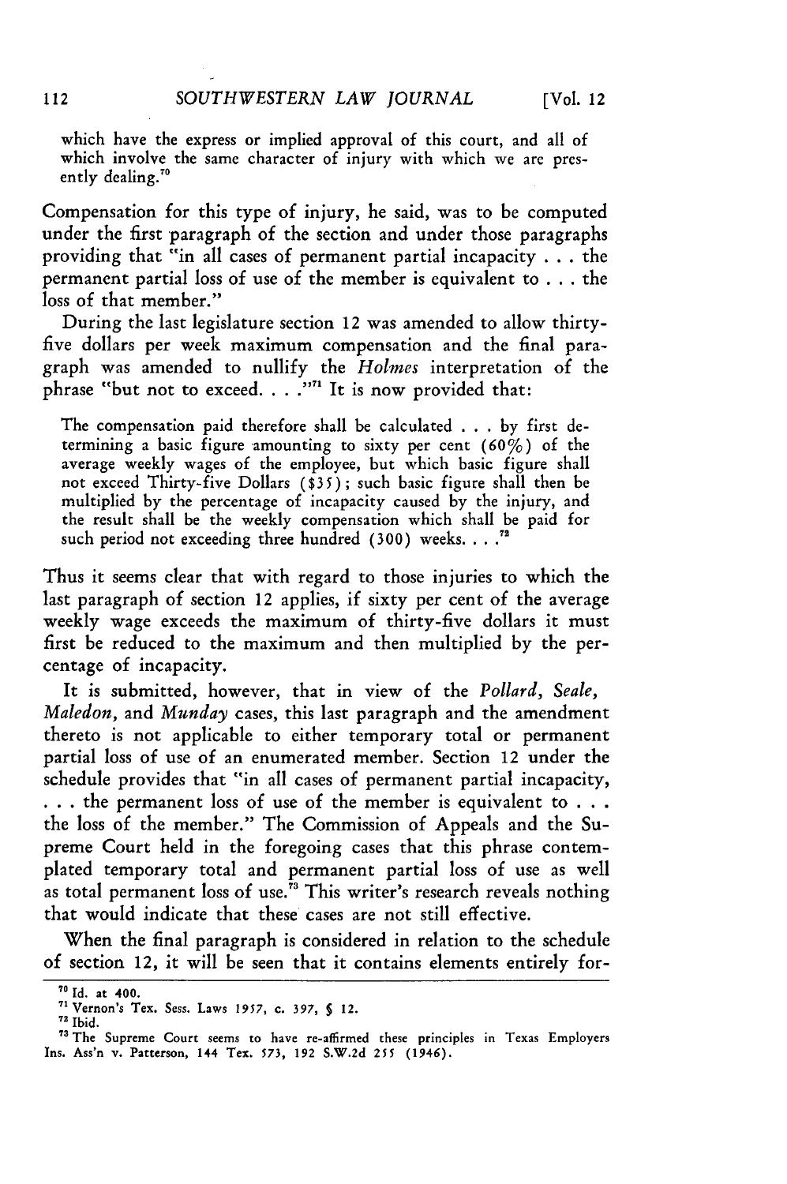which have the express or implied approval of this court, and all of which involve the same character of injury with which we are presently dealing.[70]

Compensation for this type of injury, he said, was to be computed under the first paragraph of the section and under those paragraphs providing that "in all cases of permanent partial incapacity . . . the permanent partial loss of use of the member is equivalent to . . . the loss of that member."

During the last legislature section 12 was amended to allow thirty-five dollars per week maximum compensation and the final paragraph was amended to nullify the *Holmes* interpretation of the phrase "but not to exceed. . . ."[71] It is now provided that:

> The compensation paid therefore shall be calculated . . . by first determining a basic figure amounting to sixty per cent (60%) of the average weekly wages of the employee, but which basic figure shall not exceed Thirty-five Dollars ($35); such basic figure shall then be multiplied by the percentage of incapacity caused by the injury, and the result shall be the weekly compensation which shall be paid for such period not exceeding three hundred (300) weeks. . . .[72]

Thus it seems clear that with regard to those injuries to which the last paragraph of section 12 applies, if sixty per cent of the average weekly wage exceeds the maximum of thirty-five dollars it must first be reduced to the maximum and then multiplied by the percentage of incapacity.

It is submitted, however, that in view of the *Pollard*, *Seale*, *Maledon*, and *Munday* cases, this last paragraph and the amendment thereto is not applicable to either temporary total or permanent partial loss of use of an enumerated member. Section 12 under the schedule provides that "in all cases of permanent partial incapacity, . . . the permanent loss of use of the member is equivalent to . . . the loss of the member." The Commission of Appeals and the Supreme Court held in the foregoing cases that this phrase contemplated temporary total and permanent partial loss of use as well as total permanent loss of use.[73] This writer's research reveals nothing that would indicate that these cases are not still effective.

When the final paragraph is considered in relation to the schedule of section 12, it will be seen that it contains elements entirely for-

---

[70] Id. at 400.

[71] Vernon's Tex. Sess. Laws 1957, c. 397, § 12.

[72] Ibid.

[73] The Supreme Court seems to have re-affirmed these principles in Texas Employers Ins. Ass'n v. Patterson, 144 Tex. 573, 192 S.W.2d 255 (1946).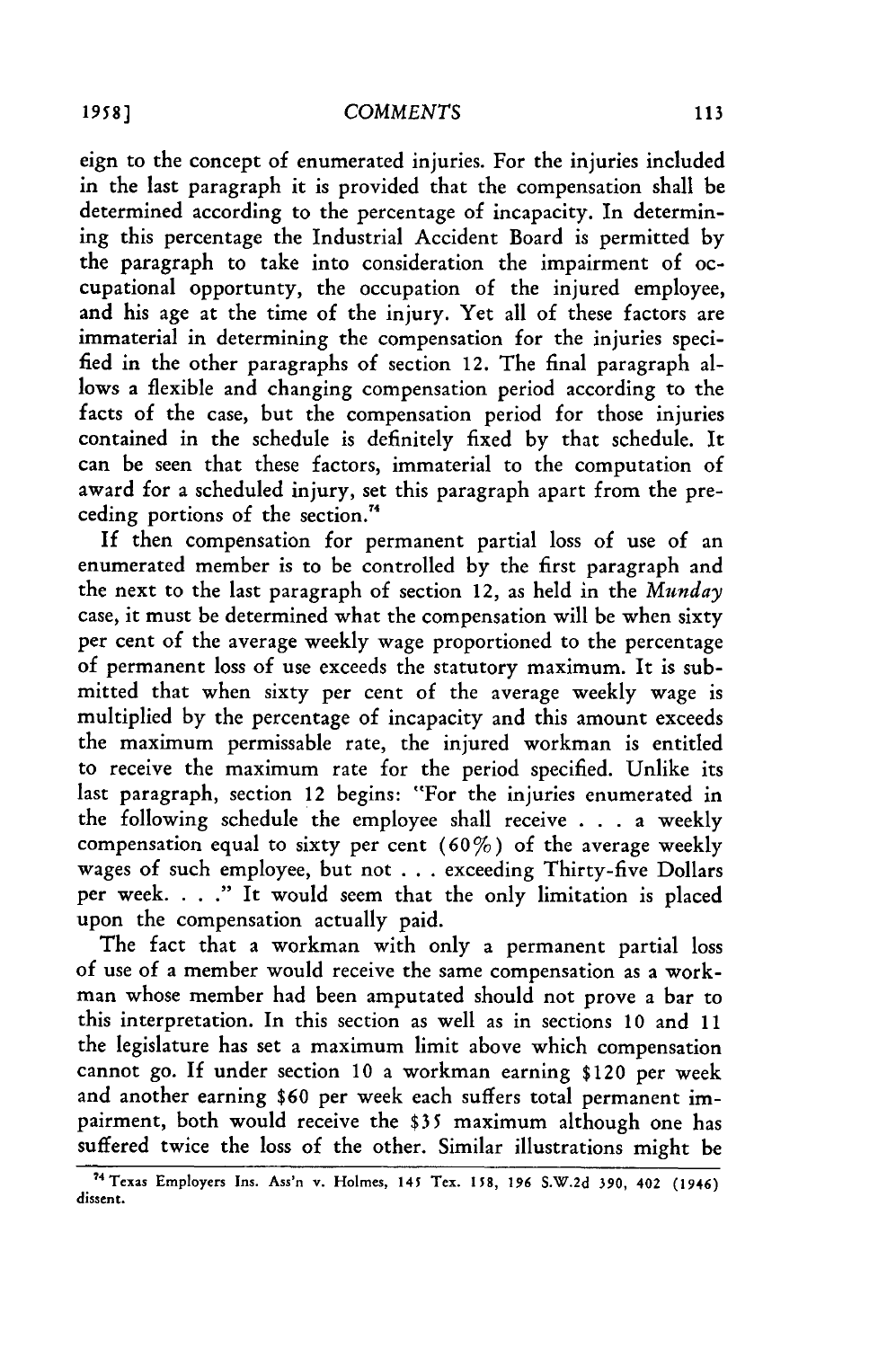eign to the concept of enumerated injuries. For the injuries included in the last paragraph it is provided that the compensation shall be determined according to the percentage of incapacity. In determining this percentage the Industrial Accident Board is permitted by the paragraph to take into consideration the impairment of occupational opportunty, the occupation of the injured employee, and his age at the time of the injury. Yet all of these factors are immaterial in determining the compensation for the injuries specified in the other paragraphs of section 12. The final paragraph allows a flexible and changing compensation period according to the facts of the case, but the compensation period for those injuries contained in the schedule is definitely fixed by that schedule. It can be seen that these factors, immaterial to the computation of award for a scheduled injury, set this paragraph apart from the preceding portions of the section.[74]

If then compensation for permanent partial loss of use of an enumerated member is to be controlled by the first paragraph and the next to the last paragraph of section 12, as held in the *Munday* case, it must be determined what the compensation will be when sixty per cent of the average weekly wage proportioned to the percentage of permanent loss of use exceeds the statutory maximum. It is submitted that when sixty per cent of the average weekly wage is multiplied by the percentage of incapacity and this amount exceeds the maximum permissable rate, the injured workman is entitled to receive the maximum rate for the period specified. Unlike its last paragraph, section 12 begins: "For the injuries enumerated in the following schedule the employee shall receive . . . a weekly compensation equal to sixty per cent (60%) of the average weekly wages of such employee, but not . . . exceeding Thirty-five Dollars per week. . . ." It would seem that the only limitation is placed upon the compensation actually paid.

The fact that a workman with only a permanent partial loss of use of a member would receive the same compensation as a workman whose member had been amputated should not prove a bar to this interpretation. In this section as well as in sections 10 and 11 the legislature has set a maximum limit above which compensation cannot go. If under section 10 a workman earning $120 per week and another earning $60 per week each suffers total permanent impairment, both would receive the $35 maximum although one has suffered twice the loss of the other. Similar illustrations might be

[74] Texas Employers Ins. Ass'n v. Holmes, 145 Tex. 158, 196 S.W.2d 390, 402 (1946) dissent.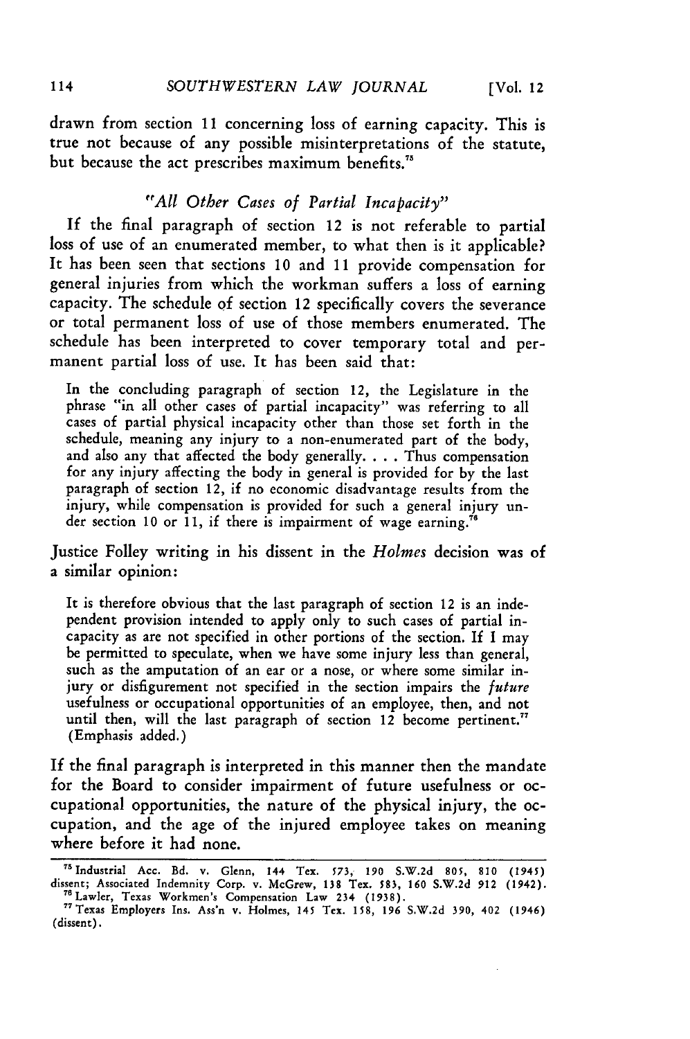drawn from section 11 concerning loss of earning capacity. This is true not because of any possible misinterpretations of the statute, but because the act prescribes maximum benefits.[75]

### *"All Other Cases of Partial Incapacity"*

If the final paragraph of section 12 is not referable to partial loss of use of an enumerated member, to what then is it applicable? It has been seen that sections 10 and 11 provide compensation for general injuries from which the workman suffers a loss of earning capacity. The schedule of section 12 specifically covers the severance or total permanent loss of use of those members enumerated. The schedule has been interpreted to cover temporary total and permanent partial loss of use. It has been said that:

> In the concluding paragraph of section 12, the Legislature in the phrase "in all other cases of partial incapacity" was referring to all cases of partial physical incapacity other than those set forth in the schedule, meaning any injury to a non-enumerated part of the body, and also any that affected the body generally. . . . Thus compensation for any injury affecting the body in general is provided for by the last paragraph of section 12, if no economic disadvantage results from the injury, while compensation is provided for such a general injury under section 10 or 11, if there is impairment of wage earning.[76]

Justice Folley writing in his dissent in the *Holmes* decision was of a similar opinion:

> It is therefore obvious that the last paragraph of section 12 is an independent provision intended to apply only to such cases of partial incapacity as are not specified in other portions of the section. If I may be permitted to speculate, when we have some injury less than general, such as the amputation of an ear or a nose, or where some similar injury or disfigurement not specified in the section impairs the *future* usefulness or occupational opportunities of an employee, then, and not until then, will the last paragraph of section 12 become pertinent.[77] (Emphasis added.)

If the final paragraph is interpreted in this manner then the mandate for the Board to consider impairment of future usefulness or occupational opportunities, the nature of the physical injury, the occupation, and the age of the injured employee takes on meaning where before it had none.

---

[75] Industrial Acc. Bd. v. Glenn, 144 Tex. 573, 190 S.W.2d 805, 810 (1945) dissent; Associated Indemnity Corp. v. McGrew, 138 Tex. 583, 160 S.W.2d 912 (1942).

[76] Lawler, Texas Workmen's Compensation Law 234 (1938).

[77] Texas Employers Ins. Ass'n v. Holmes, 145 Tex. 158, 196 S.W.2d 390, 402 (1946) (dissent).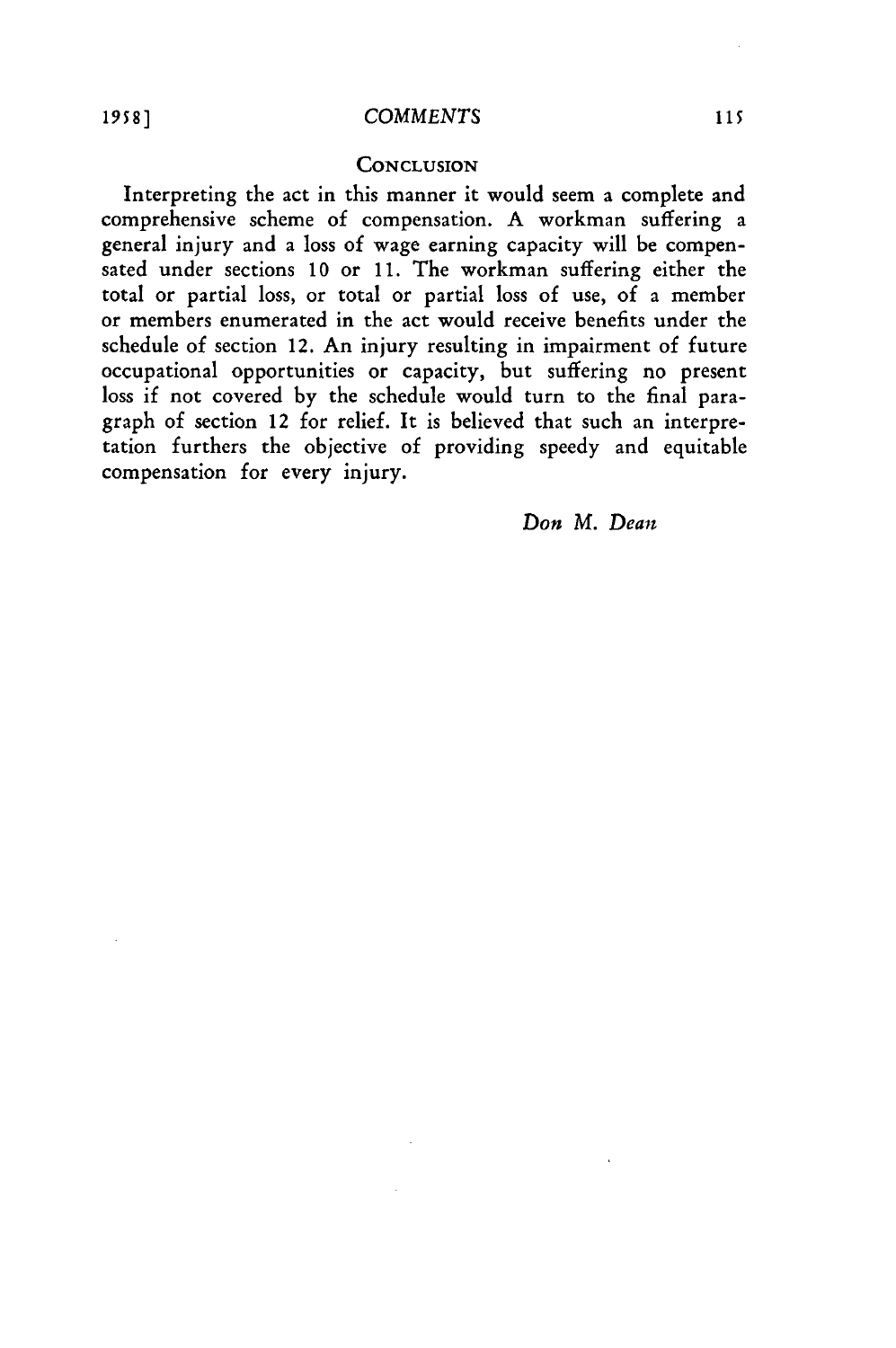## CONCLUSION

Interpreting the act in this manner it would seem a complete and comprehensive scheme of compensation. A workman suffering a general injury and a loss of wage earning capacity will be compensated under sections 10 or 11. The workman suffering either the total or partial loss, or total or partial loss of use, of a member or members enumerated in the act would receive benefits under the schedule of section 12. An injury resulting in impairment of future occupational opportunities or capacity, but suffering no present loss if not covered by the schedule would turn to the final paragraph of section 12 for relief. It is believed that such an interpretation furthers the objective of providing speedy and equitable compensation for every injury.

*Don M. Dean*